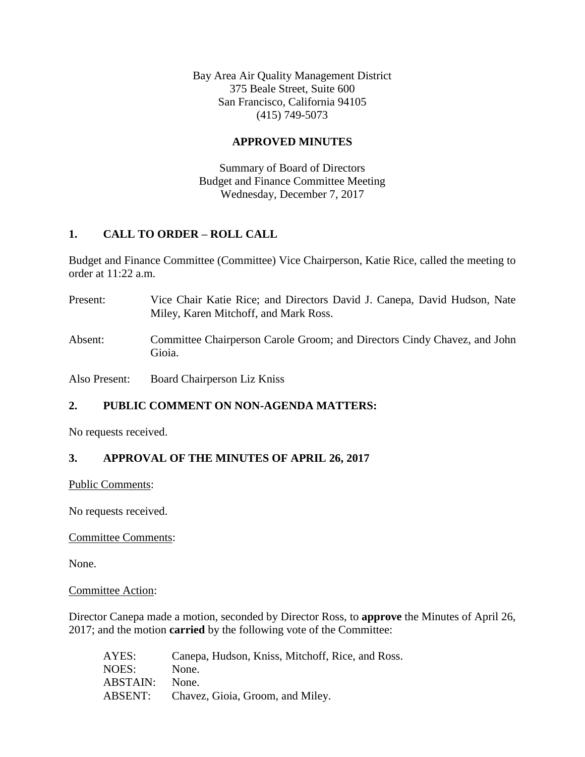Bay Area Air Quality Management District
375 Beale Street, Suite 600
San Francisco, California 94105
(415) 749-5073

**APPROVED MINUTES**

Summary of Board of Directors
Budget and Finance Committee Meeting
Wednesday, December 7, 2017

## 1. CALL TO ORDER – ROLL CALL

Budget and Finance Committee (Committee) Vice Chairperson, Katie Rice, called the meeting to order at 11:22 a.m.

Present: Vice Chair Katie Rice; and Directors David J. Canepa, David Hudson, Nate Miley, Karen Mitchoff, and Mark Ross.

Absent: Committee Chairperson Carole Groom; and Directors Cindy Chavez, and John Gioia.

Also Present: Board Chairperson Liz Kniss

## 2. PUBLIC COMMENT ON NON-AGENDA MATTERS:

No requests received.

## 3. APPROVAL OF THE MINUTES OF APRIL 26, 2017

Public Comments:

No requests received.

Committee Comments:

None.

Committee Action:

Director Canepa made a motion, seconded by Director Ross, to **approve** the Minutes of April 26, 2017; and the motion **carried** by the following vote of the Committee:

AYES: Canepa, Hudson, Kniss, Mitchoff, Rice, and Ross.
NOES: None.
ABSTAIN: None.
ABSENT: Chavez, Gioia, Groom, and Miley.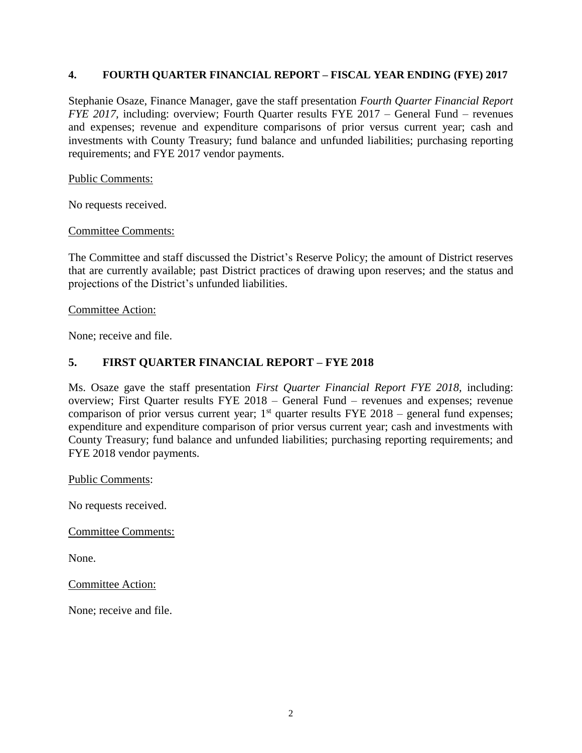## 4. FOURTH QUARTER FINANCIAL REPORT – FISCAL YEAR ENDING (FYE) 2017

Stephanie Osaze, Finance Manager, gave the staff presentation *Fourth Quarter Financial Report FYE 2017,* including: overview; Fourth Quarter results FYE 2017 – General Fund – revenues and expenses; revenue and expenditure comparisons of prior versus current year; cash and investments with County Treasury; fund balance and unfunded liabilities; purchasing reporting requirements; and FYE 2017 vendor payments.

<u>Public Comments:</u>

No requests received.

<u>Committee Comments:</u>

The Committee and staff discussed the District's Reserve Policy; the amount of District reserves that are currently available; past District practices of drawing upon reserves; and the status and projections of the District's unfunded liabilities.

<u>Committee Action:</u>

None; receive and file.

## 5. FIRST QUARTER FINANCIAL REPORT – FYE 2018

Ms. Osaze gave the staff presentation *First Quarter Financial Report FYE 2018,* including: overview; First Quarter results FYE 2018 – General Fund – revenues and expenses; revenue comparison of prior versus current year; 1st quarter results FYE 2018 – general fund expenses; expenditure and expenditure comparison of prior versus current year; cash and investments with County Treasury; fund balance and unfunded liabilities; purchasing reporting requirements; and FYE 2018 vendor payments.

<u>Public Comments</u>:

No requests received.

<u>Committee Comments:</u>

None.

<u>Committee Action:</u>

None; receive and file.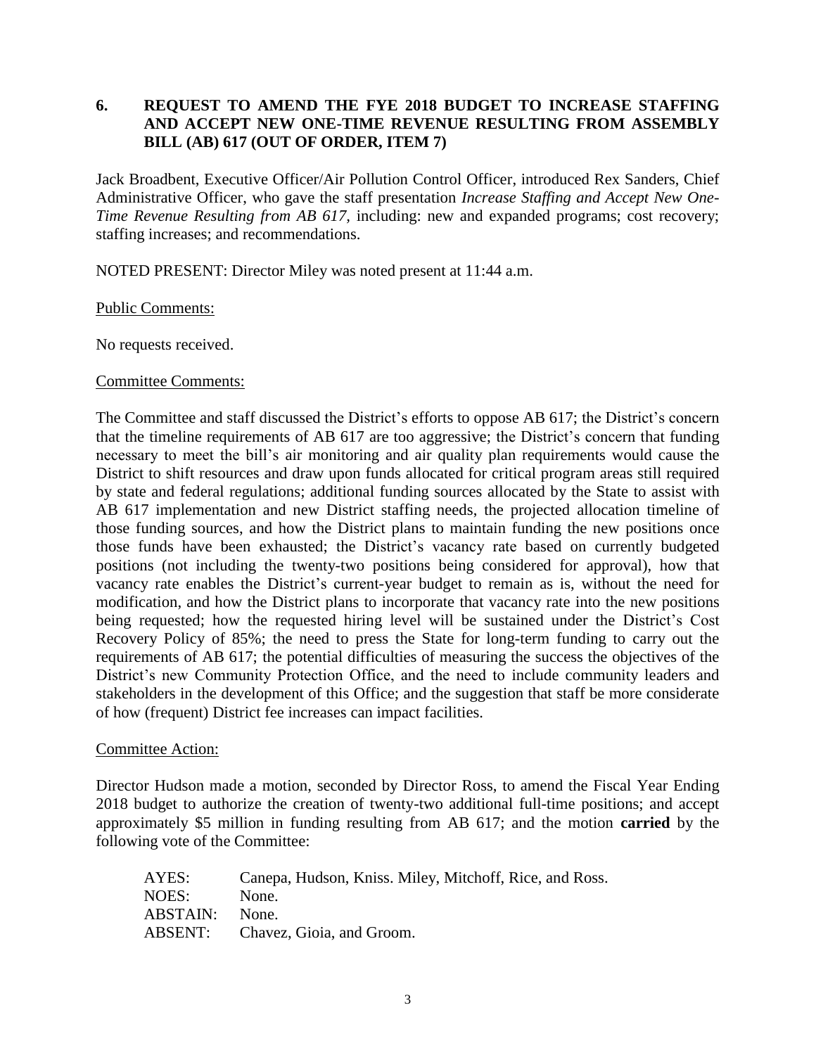## 6. REQUEST TO AMEND THE FYE 2018 BUDGET TO INCREASE STAFFING AND ACCEPT NEW ONE-TIME REVENUE RESULTING FROM ASSEMBLY BILL (AB) 617 (OUT OF ORDER, ITEM 7)

Jack Broadbent, Executive Officer/Air Pollution Control Officer, introduced Rex Sanders, Chief Administrative Officer, who gave the staff presentation *Increase Staffing and Accept New One-Time Revenue Resulting from AB 617,* including: new and expanded programs; cost recovery; staffing increases; and recommendations.

NOTED PRESENT: Director Miley was noted present at 11:44 a.m.

Public Comments:

No requests received.

Committee Comments:

The Committee and staff discussed the District's efforts to oppose AB 617; the District's concern that the timeline requirements of AB 617 are too aggressive; the District's concern that funding necessary to meet the bill's air monitoring and air quality plan requirements would cause the District to shift resources and draw upon funds allocated for critical program areas still required by state and federal regulations; additional funding sources allocated by the State to assist with AB 617 implementation and new District staffing needs, the projected allocation timeline of those funding sources, and how the District plans to maintain funding the new positions once those funds have been exhausted; the District's vacancy rate based on currently budgeted positions (not including the twenty-two positions being considered for approval), how that vacancy rate enables the District's current-year budget to remain as is, without the need for modification, and how the District plans to incorporate that vacancy rate into the new positions being requested; how the requested hiring level will be sustained under the District's Cost Recovery Policy of 85%; the need to press the State for long-term funding to carry out the requirements of AB 617; the potential difficulties of measuring the success the objectives of the District's new Community Protection Office, and the need to include community leaders and stakeholders in the development of this Office; and the suggestion that staff be more considerate of how (frequent) District fee increases can impact facilities.

Committee Action:

Director Hudson made a motion, seconded by Director Ross, to amend the Fiscal Year Ending 2018 budget to authorize the creation of twenty-two additional full-time positions; and accept approximately $5 million in funding resulting from AB 617; and the motion **carried** by the following vote of the Committee:

AYES: Canepa, Hudson, Kniss. Miley, Mitchoff, Rice, and Ross.
NOES: None.
ABSTAIN: None.
ABSENT: Chavez, Gioia, and Groom.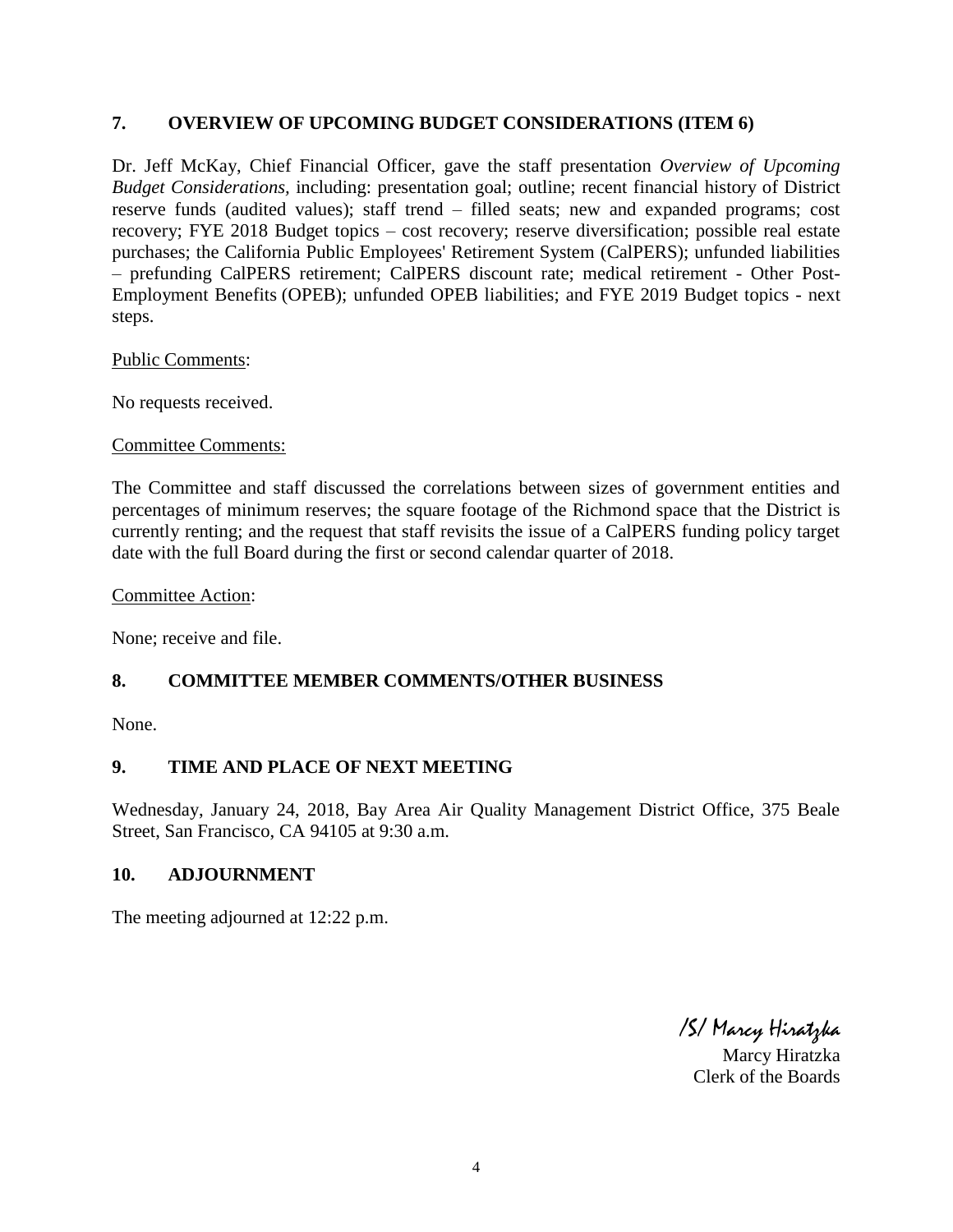## 7. OVERVIEW OF UPCOMING BUDGET CONSIDERATIONS (ITEM 6)

Dr. Jeff McKay, Chief Financial Officer, gave the staff presentation *Overview of Upcoming Budget Considerations*, including: presentation goal; outline; recent financial history of District reserve funds (audited values); staff trend – filled seats; new and expanded programs; cost recovery; FYE 2018 Budget topics – cost recovery; reserve diversification; possible real estate purchases; the California Public Employees' Retirement System (CalPERS); unfunded liabilities – prefunding CalPERS retirement; CalPERS discount rate; medical retirement - Other Post-Employment Benefits (OPEB); unfunded OPEB liabilities; and FYE 2019 Budget topics - next steps.

Public Comments:

No requests received.

Committee Comments:

The Committee and staff discussed the correlations between sizes of government entities and percentages of minimum reserves; the square footage of the Richmond space that the District is currently renting; and the request that staff revisits the issue of a CalPERS funding policy target date with the full Board during the first or second calendar quarter of 2018.

Committee Action:

None; receive and file.

## 8. COMMITTEE MEMBER COMMENTS/OTHER BUSINESS

None.

## 9. TIME AND PLACE OF NEXT MEETING

Wednesday, January 24, 2018, Bay Area Air Quality Management District Office, 375 Beale Street, San Francisco, CA 94105 at 9:30 a.m.

## 10. ADJOURNMENT

The meeting adjourned at 12:22 p.m.

/S/ Marcy Hiratzka

Marcy Hiratzka
Clerk of the Boards